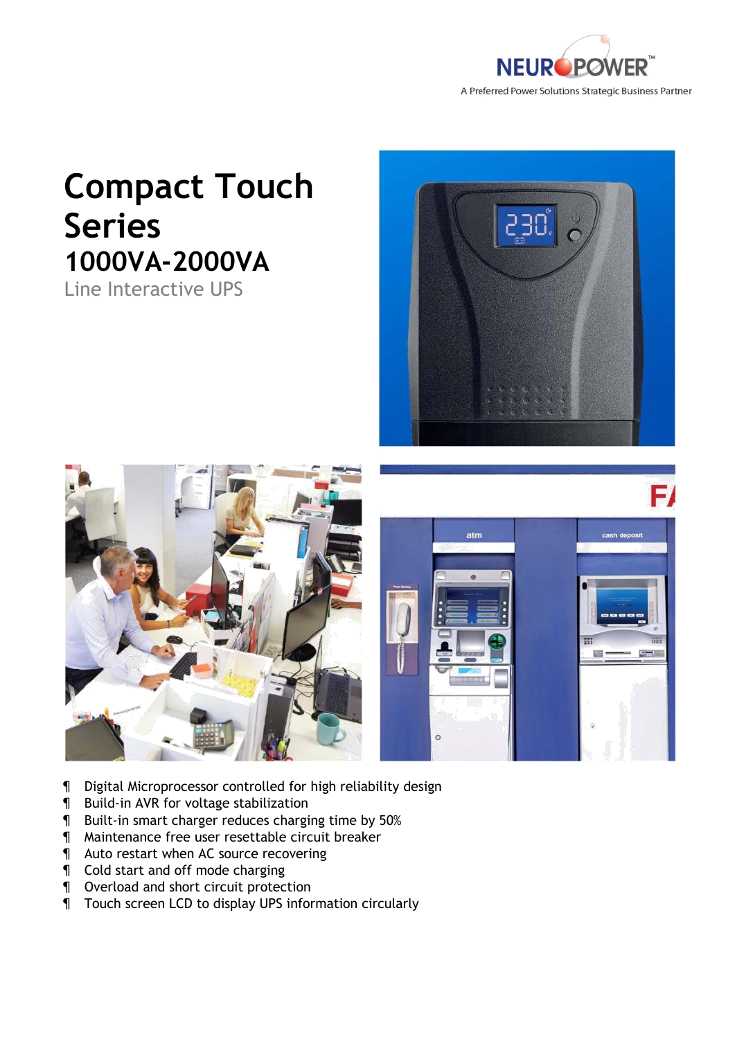NEUROPOWER™

A Preferred Power Solutions Strategic Business Partner

# Compact Touch Series

## 1000VA-2000VA

Line Interactive UPS

- Digital Microprocessor controlled for high reliability design
- Build-in AVR for voltage stabilization
- Built-in smart charger reduces charging time by 50%
- Maintenance free user resettable circuit breaker
- Auto restart when AC source recovering
- Cold start and off mode charging
- Overload and short circuit protection
- Touch screen LCD to display UPS information circularly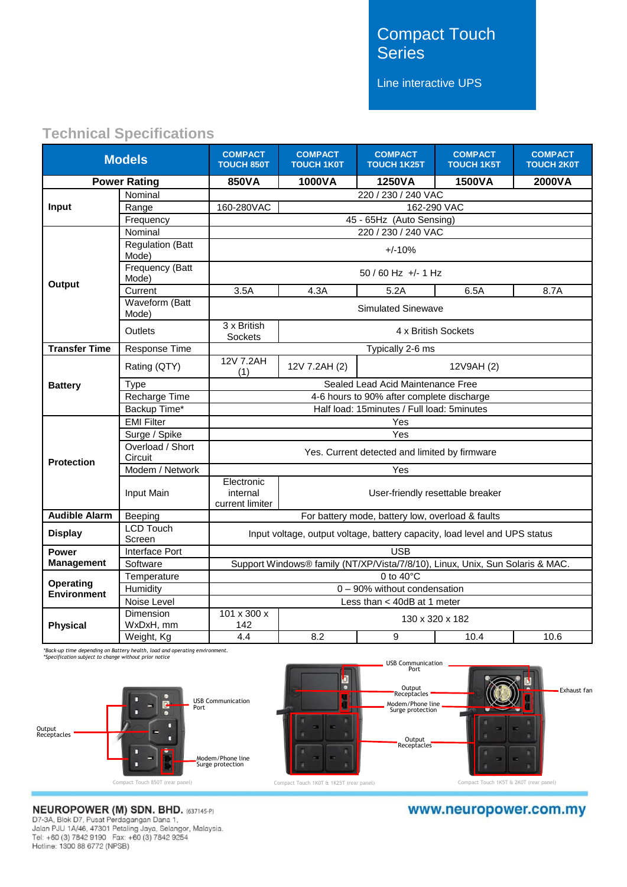# Compact Touch Series

Line interactive UPS

## Technical Specifications

| Models | | COMPACT TOUCH 850T | COMPACT TOUCH 1K0T | COMPACT TOUCH 1K25T | COMPACT TOUCH 1K5T | COMPACT TOUCH 2K0T |
|---|---|---|---|---|---|---|
| **Power Rating** | | **850VA** | **1000VA** | **1250VA** | **1500VA** | **2000VA** |
| **Input** | Nominal | 220 / 230 / 240 VAC | | | | |
| | Range | 160-280VAC | 162-290 VAC | | | |
| | Frequency | 45 - 65Hz (Auto Sensing) | | | | |
| **Output** | Nominal | 220 / 230 / 240 VAC | | | | |
| | Regulation (Batt Mode) | +/-10% | | | | |
| | Frequency (Batt Mode) | 50 / 60 Hz +/- 1 Hz | | | | |
| | Current | 3.5A | 4.3A | 5.2A | 6.5A | 8.7A |
| | Waveform (Batt Mode) | Simulated Sinewave | | | | |
| | Outlets | 3 x British Sockets | 4 x British Sockets | | | |
| **Transfer Time** | Response Time | Typically 2-6 ms | | | | |
| **Battery** | Rating (QTY) | 12V 7.2AH (1) | 12V 7.2AH (2) | 12V9AH (2) | | |
| | Type | Sealed Lead Acid Maintenance Free | | | | |
| | Recharge Time | 4-6 hours to 90% after complete discharge | | | | |
| | Backup Time* | Half load: 15minutes / Full load: 5minutes | | | | |
| **Protection** | EMI Filter | Yes | | | | |
| | Surge / Spike | Yes | | | | |
| | Overload / Short Circuit | Yes. Current detected and limited by firmware | | | | |
| | Modem / Network | Yes | | | | |
| | Input Main | Electronic internal current limiter | User-friendly resettable breaker | | | |
| **Audible Alarm** | Beeping | For battery mode, battery low, overload & faults | | | | |
| **Display** | LCD Touch Screen | Input voltage, output voltage, battery capacity, load level and UPS status | | | | |
| **Power Management** | Interface Port | USB | | | | |
| | Software | Support Windows® family (NT/XP/Vista/7/8/10), Linux, Unix, Sun Solaris & MAC. | | | | |
| **Operating Environment** | Temperature | 0 to 40°C | | | | |
| | Humidity | 0 – 90% without condensation | | | | |
| | Noise Level | Less than < 40dB at 1 meter | | | | |
| **Physical** | Dimension WxDxH, mm | 101 x 300 x 142 | 130 x 320 x 182 | | | |
| | Weight, Kg | 4.4 | 8.2 | 9 | 10.4 | 10.6 |

*Back-up time depending on Battery health, load and operating environment.
*Specification subject to change without prior notice

Output Receptacles
USB Communication Port
Modem/Phone line Surge protection
Compact Touch 850T (rear panel)

USB Communication Port
Output Receptacles
Modem/Phone line Surge protection
Output Receptacles
Exhaust fan
Compact Touch 1K0T & 1K25T (rear panel)
Compact Touch 1K5T & 2K0T (rear panel)

**NEUROPOWER (M) SDN. BHD.** (637145-P)
D7-3A, Blok D7, Pusat Perdagangan Dana 1,
Jalan PJU 1A/46, 47301 Petaling Jaya, Selangor, Malaysia.
Tel: +60 (3) 7842 9190 Fax: +60 (3) 7842 9254
Hotline: 1300 88 6772 (NPSB)

www.neuropower.com.my